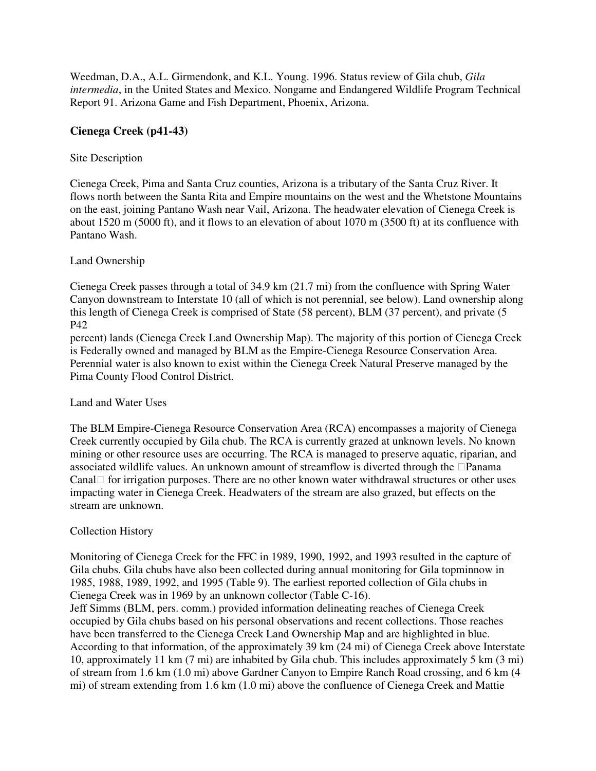Weedman, D.A., A.L. Girmendonk, and K.L. Young. 1996. Status review of Gila chub, *Gila intermedia*, in the United States and Mexico. Nongame and Endangered Wildlife Program Technical Report 91. Arizona Game and Fish Department, Phoenix, Arizona.

## Cienega Creek (p41-43)

Site Description

Cienega Creek, Pima and Santa Cruz counties, Arizona is a tributary of the Santa Cruz River. It flows north between the Santa Rita and Empire mountains on the west and the Whetstone Mountains on the east, joining Pantano Wash near Vail, Arizona. The headwater elevation of Cienega Creek is about 1520 m (5000 ft), and it flows to an elevation of about 1070 m (3500 ft) at its confluence with Pantano Wash.

Land Ownership

Cienega Creek passes through a total of 34.9 km (21.7 mi) from the confluence with Spring Water Canyon downstream to Interstate 10 (all of which is not perennial, see below). Land ownership along this length of Cienega Creek is comprised of State (58 percent), BLM (37 percent), and private (5 P42
percent) lands (Cienega Creek Land Ownership Map). The majority of this portion of Cienega Creek is Federally owned and managed by BLM as the Empire-Cienega Resource Conservation Area. Perennial water is also known to exist within the Cienega Creek Natural Preserve managed by the Pima County Flood Control District.

Land and Water Uses

The BLM Empire-Cienega Resource Conservation Area (RCA) encompasses a majority of Cienega Creek currently occupied by Gila chub. The RCA is currently grazed at unknown levels. No known mining or other resource uses are occurring. The RCA is managed to preserve aquatic, riparian, and associated wildlife values. An unknown amount of streamflow is diverted through the Panama Canal for irrigation purposes. There are no other known water withdrawal structures or other uses impacting water in Cienega Creek. Headwaters of the stream are also grazed, but effects on the stream are unknown.

Collection History

Monitoring of Cienega Creek for the FFC in 1989, 1990, 1992, and 1993 resulted in the capture of Gila chubs. Gila chubs have also been collected during annual monitoring for Gila topminnow in 1985, 1988, 1989, 1992, and 1995 (Table 9). The earliest reported collection of Gila chubs in Cienega Creek was in 1969 by an unknown collector (Table C-16).
Jeff Simms (BLM, pers. comm.) provided information delineating reaches of Cienega Creek occupied by Gila chubs based on his personal observations and recent collections. Those reaches have been transferred to the Cienega Creek Land Ownership Map and are highlighted in blue. According to that information, of the approximately 39 km (24 mi) of Cienega Creek above Interstate 10, approximately 11 km (7 mi) are inhabited by Gila chub. This includes approximately 5 km (3 mi) of stream from 1.6 km (1.0 mi) above Gardner Canyon to Empire Ranch Road crossing, and 6 km (4 mi) of stream extending from 1.6 km (1.0 mi) above the confluence of Cienega Creek and Mattie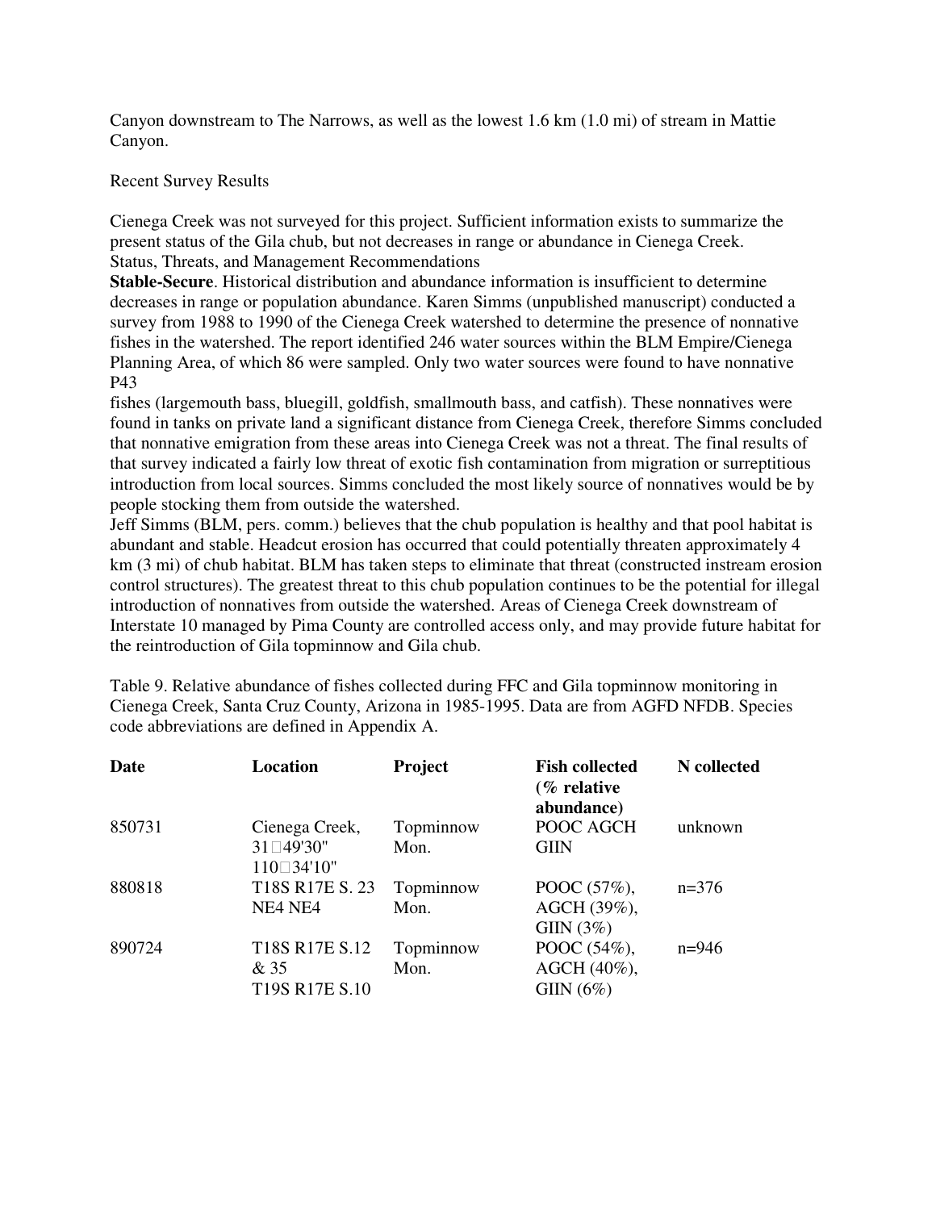Canyon downstream to The Narrows, as well as the lowest 1.6 km (1.0 mi) of stream in Mattie Canyon.

Recent Survey Results

Cienega Creek was not surveyed for this project. Sufficient information exists to summarize the present status of the Gila chub, but not decreases in range or abundance in Cienega Creek.

Status, Threats, and Management Recommendations

**Stable-Secure**. Historical distribution and abundance information is insufficient to determine decreases in range or population abundance. Karen Simms (unpublished manuscript) conducted a survey from 1988 to 1990 of the Cienega Creek watershed to determine the presence of nonnative fishes in the watershed. The report identified 246 water sources within the BLM Empire/Cienega Planning Area, of which 86 were sampled. Only two water sources were found to have nonnative P43

fishes (largemouth bass, bluegill, goldfish, smallmouth bass, and catfish). These nonnatives were found in tanks on private land a significant distance from Cienega Creek, therefore Simms concluded that nonnative emigration from these areas into Cienega Creek was not a threat. The final results of that survey indicated a fairly low threat of exotic fish contamination from migration or surreptitious introduction from local sources. Simms concluded the most likely source of nonnatives would be by people stocking them from outside the watershed.

Jeff Simms (BLM, pers. comm.) believes that the chub population is healthy and that pool habitat is abundant and stable. Headcut erosion has occurred that could potentially threaten approximately 4 km (3 mi) of chub habitat. BLM has taken steps to eliminate that threat (constructed instream erosion control structures). The greatest threat to this chub population continues to be the potential for illegal introduction of nonnatives from outside the watershed. Areas of Cienega Creek downstream of Interstate 10 managed by Pima County are controlled access only, and may provide future habitat for the reintroduction of Gila topminnow and Gila chub.

Table 9. Relative abundance of fishes collected during FFC and Gila topminnow monitoring in Cienega Creek, Santa Cruz County, Arizona in 1985-1995. Data are from AGFD NFDB. Species code abbreviations are defined in Appendix A.

| Date | Location | Project | Fish collected (% relative abundance) | N collected |
|---|---|---|---|---|
| 850731 | Cienega Creek, 31°49'30" 110°34'10" | Topminnow Mon. | POOC AGCH GIIN | unknown |
| 880818 | T18S R17E S. 23 NE4 NE4 | Topminnow Mon. | POOC (57%), AGCH (39%), GIIN (3%) | n=376 |
| 890724 | T18S R17E S.12 & 35 T19S R17E S.10 | Topminnow Mon. | POOC (54%), AGCH (40%), GIIN (6%) | n=946 |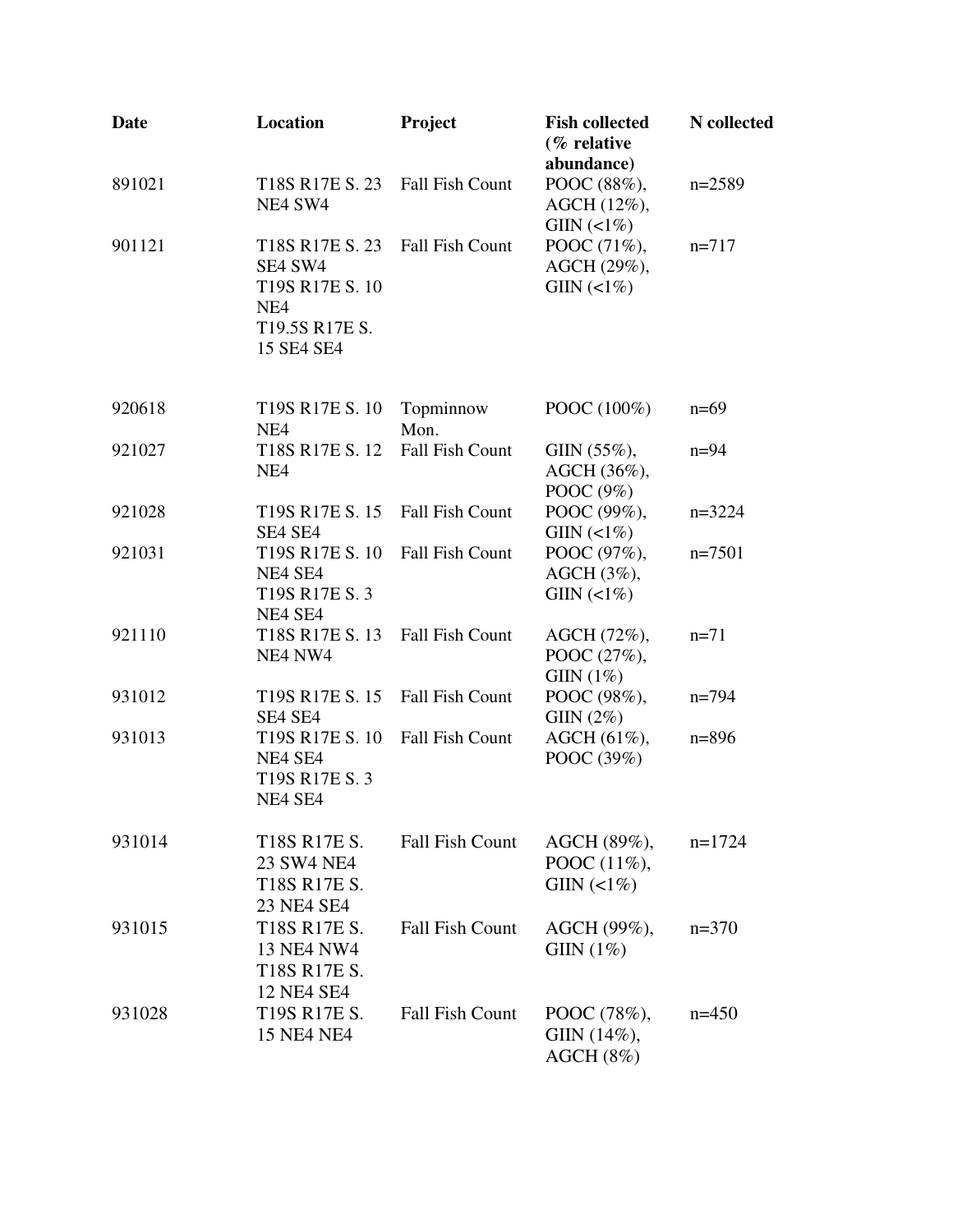| Date | Location | Project | Fish collected (% relative abundance) | N collected |
|---|---|---|---|---|
| 891021 | T18S R17E S. 23 NE4 SW4 | Fall Fish Count | POOC (88%), AGCH (12%), GIIN (<1%) | n=2589 |
| 901121 | T18S R17E S. 23 SE4 SW4<br>T19S R17E S. 10 NE4<br>T19.5S R17E S. 15 SE4 SE4 | Fall Fish Count | POOC (71%), AGCH (29%), GIIN (<1%) | n=717 |
| 920618 | T19S R17E S. 10 NE4 | Topminnow Mon. | POOC (100%) | n=69 |
| 921027 | T18S R17E S. 12 NE4 | Fall Fish Count | GIIN (55%), AGCH (36%), POOC (9%) | n=94 |
| 921028 | T19S R17E S. 15 SE4 SE4 | Fall Fish Count | POOC (99%), GIIN (<1%) | n=3224 |
| 921031 | T19S R17E S. 10 NE4 SE4<br>T19S R17E S. 3 NE4 SE4 | Fall Fish Count | POOC (97%), AGCH (3%), GIIN (<1%) | n=7501 |
| 921110 | T18S R17E S. 13 NE4 NW4 | Fall Fish Count | AGCH (72%), POOC (27%), GIIN (1%) | n=71 |
| 931012 | T19S R17E S. 15 SE4 SE4 | Fall Fish Count | POOC (98%), GIIN (2%) | n=794 |
| 931013 | T19S R17E S. 10 NE4 SE4<br>T19S R17E S. 3 NE4 SE4 | Fall Fish Count | AGCH (61%), POOC (39%) | n=896 |
| 931014 | T18S R17E S. 23 SW4 NE4<br>T18S R17E S. 23 NE4 SE4 | Fall Fish Count | AGCH (89%), POOC (11%), GIIN (<1%) | n=1724 |
| 931015 | T18S R17E S. 13 NE4 NW4<br>T18S R17E S. 12 NE4 SE4 | Fall Fish Count | AGCH (99%), GIIN (1%) | n=370 |
| 931028 | T19S R17E S. 15 NE4 NE4 | Fall Fish Count | POOC (78%), GIIN (14%), AGCH (8%) | n=450 |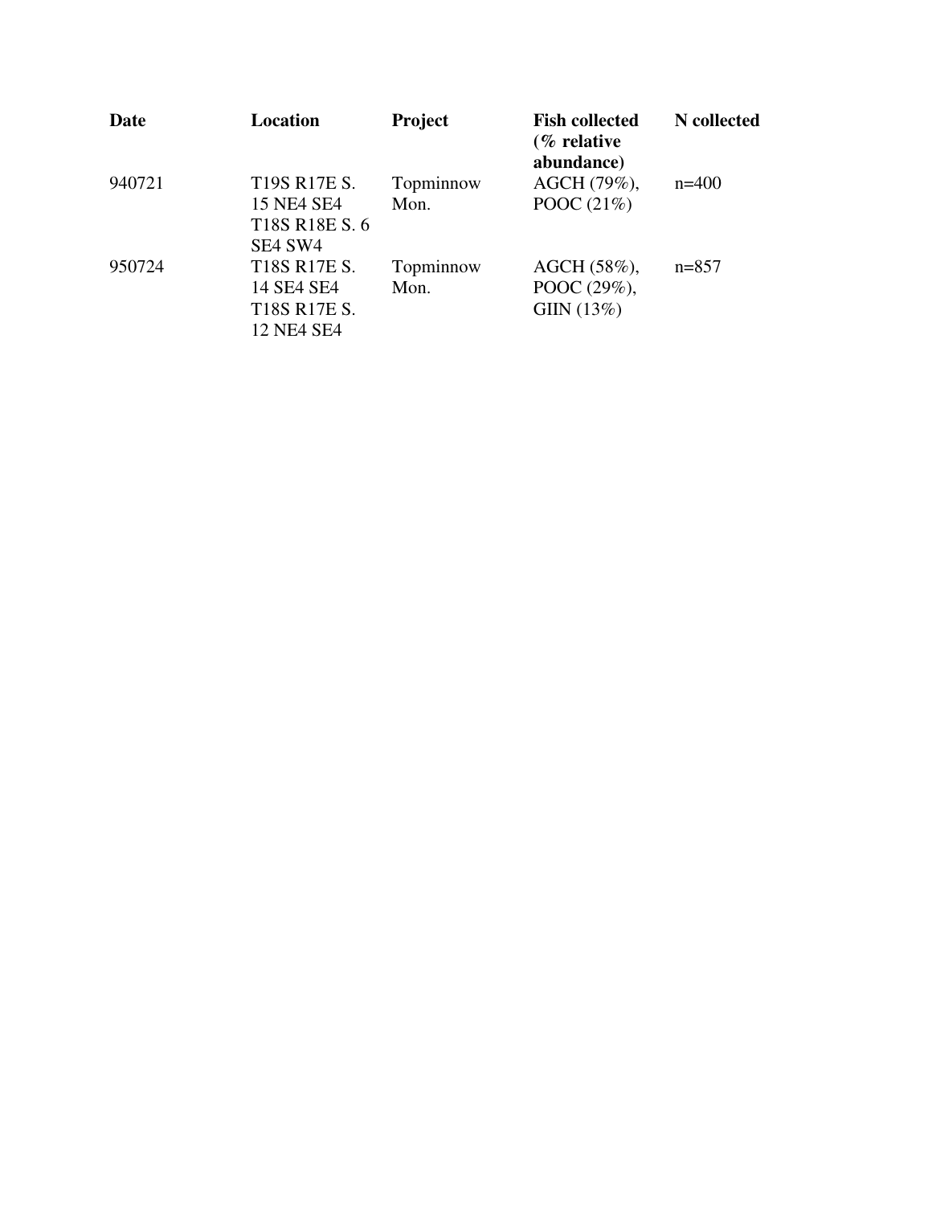| Date | Location | Project | Fish collected (% relative abundance) | N collected |
|---|---|---|---|---|
| 940721 | T19S R17E S. 15 NE4 SE4 T18S R18E S. 6 SE4 SW4 | Topminnow Mon. | AGCH (79%), POOC (21%) | n=400 |
| 950724 | T18S R17E S. 14 SE4 SE4 T18S R17E S. 12 NE4 SE4 | Topminnow Mon. | AGCH (58%), POOC (29%), GIIN (13%) | n=857 |